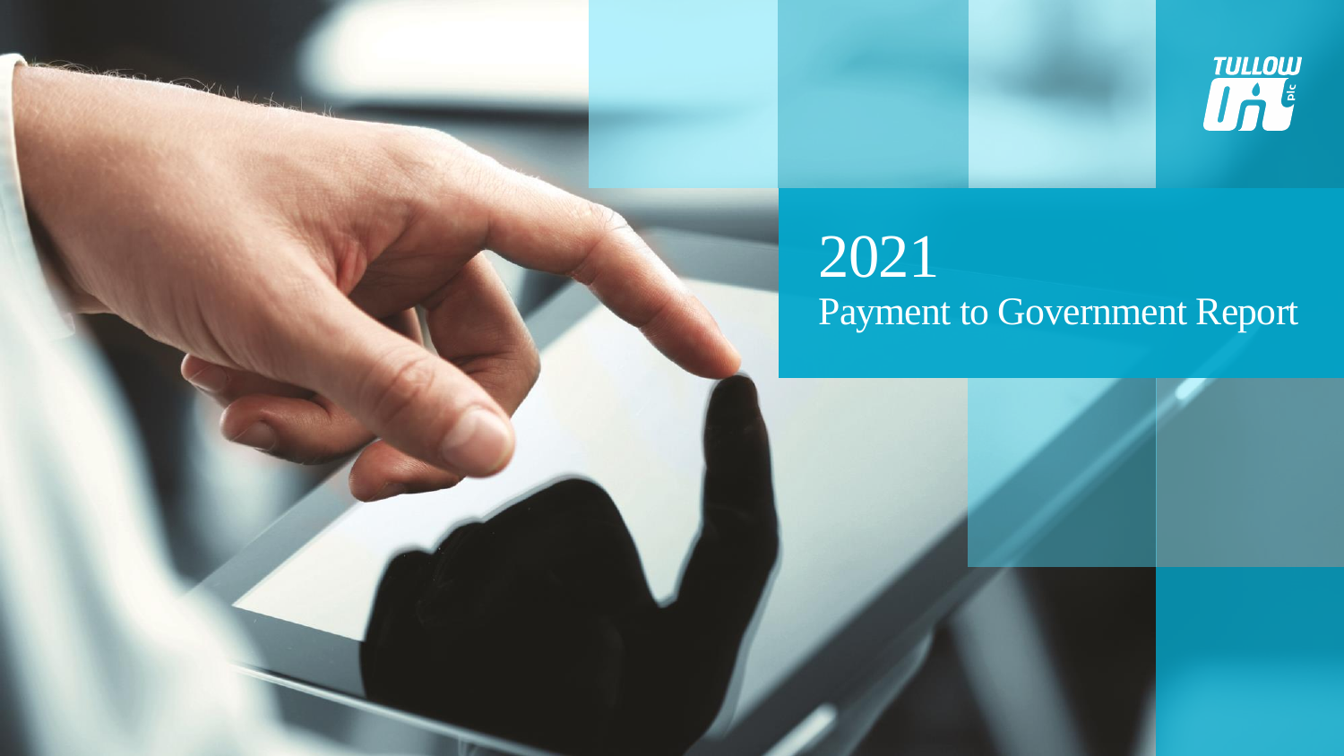TULLOW plc

# 2021
## Payment to Government Report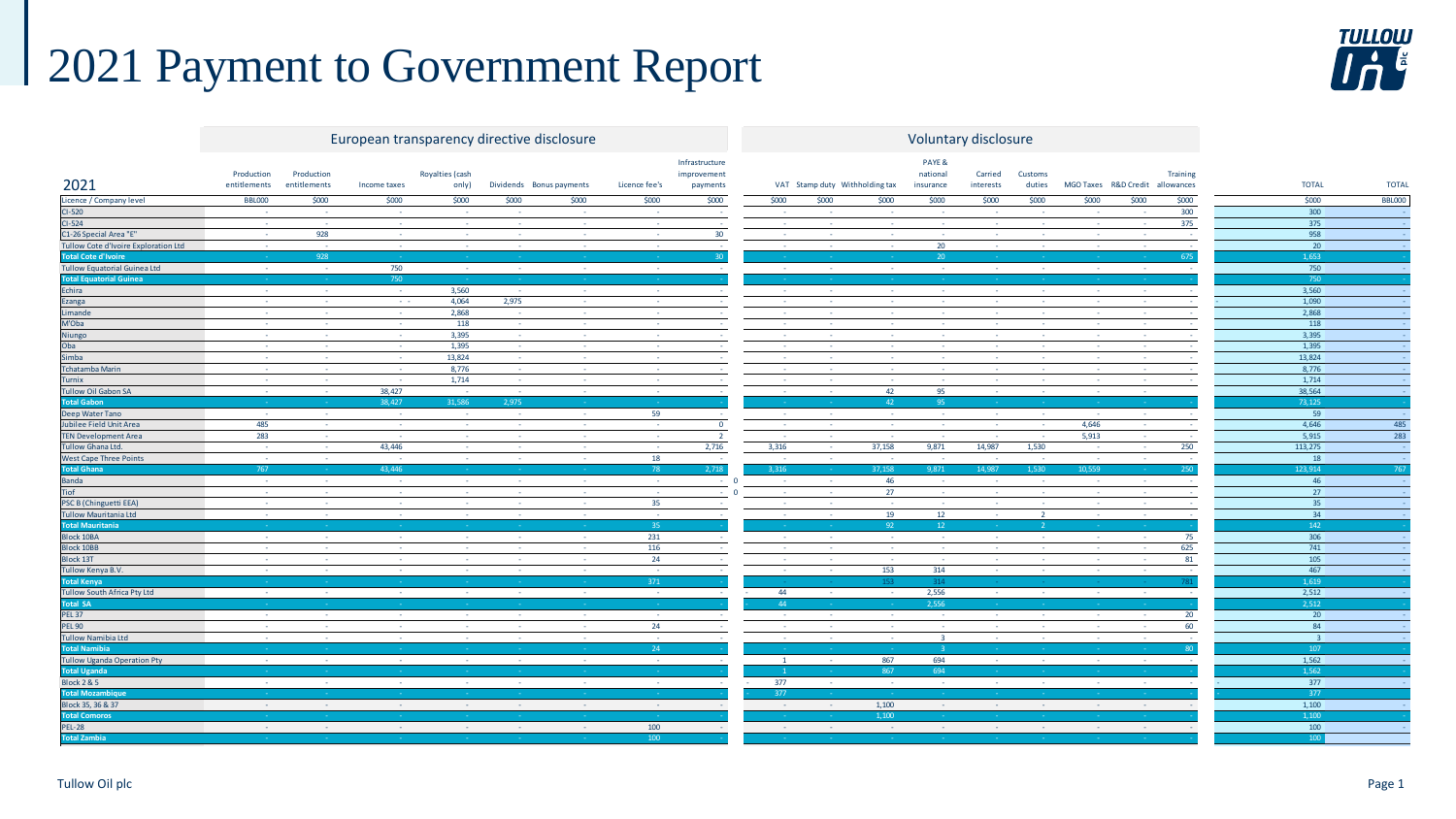# 2021 Payment to Government Report

| 2021 | European transparency directive disclosure | | | | | | | | Voluntary disclosure | | | | | | | | | | | |
|---|---|---|---|---|---|---|---|---|---|---|---|---|---|---|---|---|---|---|---|---|
| | Production entitlements | Production entitlements | Income taxes | Royalties (cash only) | Dividends | Bonus payments | Licence fee's | Infrastructure improvement payments | VAT | Stamp duty | Withholding tax | PAYE & national insurance | Carried interests | Customs duties | MGO Taxes | R&D Credit | Training allowances | TOTAL | TOTAL |
| Licence / Company level | BBL000 | $000 | $000 | $000 | $000 | $000 | $000 | $000 | $000 | $000 | $000 | $000 | $000 | $000 | $000 | $000 | $000 | $000 | BBL000 |
| CI-520 | - | - | - | - | - | - | - | - | - | - | - | - | - | - | - | - | 300 | 300 | - |
| CI-524 | - | - | - | - | - | - | - | - | - | - | - | - | - | - | - | - | 375 | 375 | - |
| C1-26 Special Area "E" | - | 928 | - | - | - | - | - | 30 | - | - | - | - | - | - | - | - | - | 958 | - |
| Tullow Cote d'Ivoire Exploration Ltd | - | - | - | - | - | - | - | - | - | - | - | 20 | - | - | - | - | - | 20 | - |
| **Total Cote d'Ivoire** | - | 928 | - | - | - | - | - | 30 | - | - | - | 20 | - | - | - | - | 675 | 1,653 | - |
| Tullow Equatorial Guinea Ltd | - | - | 750 | - | - | - | - | - | - | - | - | - | - | - | - | - | - | 750 | - |
| **Total Equatorial Guinea** | - | - | 750 | - | - | - | - | - | - | - | - | - | - | - | - | - | - | 750 | - |
| Echira | - | - | - | 3,560 | - | - | - | - | - | - | - | - | - | - | - | - | - | 3,560 | - |
| Ezanga | - | - | - - | 4,064 | 2,975 | - | - | - | - | - | - | - | - | - | - | - | - | 1,090 | - |
| Limande | - | - | - | 2,868 | - | - | - | - | - | - | - | - | - | - | - | - | - | 2,868 | - |
| M'Oba | - | - | - | 118 | - | - | - | - | - | - | - | - | - | - | - | - | - | 118 | - |
| Niungo | - | - | - | 3,395 | - | - | - | - | - | - | - | - | - | - | - | - | - | 3,395 | - |
| Oba | - | - | - | 1,395 | - | - | - | - | - | - | - | - | - | - | - | - | - | 1,395 | - |
| Simba | - | - | - | 13,824 | - | - | - | - | - | - | - | - | - | - | - | - | - | 13,824 | - |
| Tchatamba Marin | - | - | - | 8,776 | - | - | - | - | - | - | - | - | - | - | - | - | - | 8,776 | - |
| Turnix | - | - | - | 1,714 | - | - | - | - | - | - | - | - | - | - | - | - | - | 1,714 | - |
| Tullow Oil Gabon SA | - | - | 38,427 | - | - | - | - | - | - | - | 42 | 95 | - | - | - | - | - | 38,564 | - |
| **Total Gabon** | - | - | 38,427 | 31,586 | 2,975 | - | - | - | - | - | 42 | 95 | - | - | - | - | - | 73,125 | - |
| Deep Water Tano | - | - | - | - | - | - | 59 | - | - | - | - | - | - | - | - | - | - | 59 | - |
| Jubilee Field Unit Area | 485 | - | - | - | - | - | - | 0 | - | - | - | - | - | - | 4,646 | - | - | 4,646 | 485 |
| TEN Development Area | 283 | - | - | - | - | - | - | 2 | - | - | - | - | - | - | 5,913 | - | - | 5,915 | 283 |
| Tullow Ghana Ltd. | - | - | 43,446 | - | - | - | - | 2,716 | 3,316 | - | 37,158 | 9,871 | 14,987 | 1,530 | - | - | 250 | 113,275 | - |
| West Cape Three Points | - | - | - | - | - | - | 18 | - | - | - | - | - | - | - | - | - | - | 18 | - |
| **Total Ghana** | 767 | - | 43,446 | - | - | - | 78 | 2,718 | 3,316 | - | 37,158 | 9,871 | 14,987 | 1,530 | 10,559 | - | 250 | 123,914 | 767 |
| Banda | - | - | - | - | - | - | - | - | - | - | 46 | - | - | - | - | - | - | 46 | - |
| Tiof | - | - | - | - | - | - | - | - | - | - | 27 | - | - | - | - | - | - | 27 | - |
| PSC B (Chinguetti EEA) | - | - | - | - | - | - | 35 | - | - | - | - | - | - | - | - | - | - | 35 | - |
| Tullow Mauritania Ltd | - | - | - | - | - | - | - | - | - | - | 19 | 12 | - | 2 | - | - | - | 34 | - |
| **Total Mauritania** | - | - | - | - | - | - | 35 | - | - | - | 92 | 12 | - | 2 | - | - | - | 142 | - |
| Block 10BA | - | - | - | - | - | - | 231 | - | - | - | - | - | - | - | - | - | 75 | 306 | - |
| Block 10BB | - | - | - | - | - | - | 116 | - | - | - | - | - | - | - | - | - | 625 | 741 | - |
| Block 13T | - | - | - | - | - | - | 24 | - | - | - | - | - | - | - | - | - | 81 | 105 | - |
| Tullow Kenya B.V. | - | - | - | - | - | - | - | - | - | - | 153 | 314 | - | - | - | - | - | 467 | - |
| **Total Kenya** | - | - | - | - | - | - | 371 | - | - | - | 153 | 314 | - | - | - | - | 781 | 1,619 | - |
| Tullow South Africa Pty Ltd | - | - | - | - | - | - | - | - | 44 | - | - | 2,556 | - | - | - | - | - | 2,512 | - |
| **Total SA** | - | - | - | - | - | - | - | - | 44 | - | - | 2,556 | - | - | - | - | - | 2,512 | - |
| PEL 37 | - | - | - | - | - | - | - | - | - | - | - | - | - | - | - | - | 20 | 20 | - |
| PEL 90 | - | - | - | - | - | - | 24 | - | - | - | - | - | - | - | - | - | 60 | 84 | - |
| Tullow Namibia Ltd | - | - | - | - | - | - | - | - | - | - | - | 3 | - | - | - | - | - | 3 | - |
| **Total Namibia** | - | - | - | - | - | - | 24 | - | - | - | - | 3 | - | - | - | - | 80 | 107 | - |
| Tullow Uganda Operation Pty | - | - | - | - | - | - | - | - | 1 | - | 867 | 694 | - | - | - | - | - | 1,562 | - |
| **Total Uganda** | - | - | - | - | - | - | - | - | 1 | - | 867 | 694 | - | - | - | - | - | 1,562 | - |
| Block 2 & 5 | - | - | - | - | - | - | - | - | 377 | - | - | - | - | - | - | - | - | 377 | - |
| **Total Mozambique** | - | - | - | - | - | - | - | - | 377 | - | - | - | - | - | - | - | - | 377 | - |
| Block 35, 36 & 37 | - | - | - | - | - | - | - | - | - | - | 1,100 | - | - | - | - | - | - | 1,100 | - |
| **Total Comoros** | - | - | - | - | - | - | - | - | - | - | 1,100 | - | - | - | - | - | - | 1,100 | - |
| PEL-28 | - | - | - | - | - | - | 100 | - | - | - | - | - | - | - | - | - | - | 100 | - |
| **Total Zambia** | - | - | - | - | - | - | 100 | - | - | - | - | - | - | - | - | - | - | 100 | |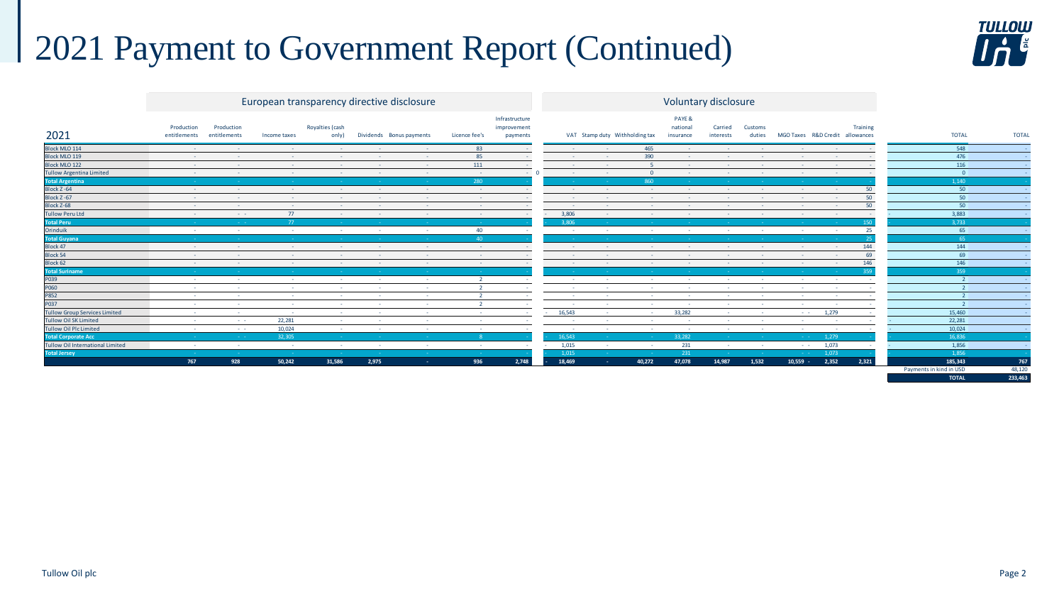# 2021 Payment to Government Report (Continued)

| 2021 | European transparency directive disclosure | | | | | | | | Voluntary disclosure | | | | | | | | | | | | |
|---|---|---|---|---|---|---|---|---|---|---|---|---|---|---|---|---|---|---|---|---|---|
| | Production entitlements | Production entitlements | Income taxes | Royalties (cash only) | Dividends | Bonus payments | Licence fee's | Infrastructure improvement payments | VAT | Stamp duty | Withholding tax | PAYE & national insurance | Carried interests | Customs duties | MGO Taxes | R&D Credit | Training allowances | TOTAL | TOTAL |
| Block MLO 114 | - | - | - | - | - | - | 83 | - | - | - | 465 | - | - | - | - | - | - | 548 | - |
| Block MLO 119 | - | - | - | - | - | - | 85 | - | - | - | 390 | - | - | - | - | - | - | 476 | - |
| Block MLO 122 | - | - | - | - | - | - | 111 | - | - | - | 5 | - | - | - | - | - | - | 116 | - |
| Tullow Argentina Limited | - | - | - | - | - | - | - | - 0 | - | - | 0 | - | - | - | - | - | - | 0 | - |
| **Total Argentina** | - | - | - | - | - | - | 280 | - | - | - | 860 | - | - | - | - | - | - | 1,140 | - |
| Block Z -64 | - | - | - | - | - | - | - | - | - | - | - | - | - | - | - | - | 50 | 50 | - |
| Block Z -67 | - | - | - | - | - | - | - | - | - | - | - | - | - | - | - | - | 50 | 50 | - |
| Block Z-68 | - | - | - | - | - | - | - | - | - | - | - | - | - | - | - | - | 50 | 50 | - |
| Tullow Peru Ltd | - | - - | 77 | - | - | - | - | - | - 3,806 | - | - | - | - | - | - | - | - | - 3,883 | - |
| **Total Peru** | - | - - | 77 | - | - | - | - | - | - 3,806 | - | - | - | - | - | - | - | 150 | - 3,733 | - |
| Orinduik | - | - | - | - | - | - | 40 | - | - | - | - | - | - | - | - | - | 25 | 65 | - |
| **Total Guyana** | - | - | - | - | - | - | 40 | - | - | - | - | - | - | - | - | - | 25 | 65 | - |
| Block 47 | - | - | - | - | - | - | - | - | - | - | - | - | - | - | - | - | 144 | 144 | - |
| Block 54 | - | - | - | - | - | - | - | - | - | - | - | - | - | - | - | - | 69 | 69 | - |
| Block 62 | - | - | - | - | - | - | - | - | - | - | - | - | - | - | - | - | 146 | 146 | - |
| **Total Suriname** | - | - | - | - | - | - | - | - | - | - | - | - | - | - | - | - | 359 | 359 | - |
| P039 | - | - | - | - | - | - | 2 | - | - | - | - | - | - | - | - | - | - | 2 | - |
| P060 | - | - | - | - | - | - | 2 | - | - | - | - | - | - | - | - | - | - | 2 | - |
| P852 | - | - | - | - | - | - | 2 | - | - | - | - | - | - | - | - | - | - | 2 | - |
| P037 | - | - | - | - | - | - | 2 | - | - | - | - | - | - | - | - | - | - | 2 | - |
| Tullow Group Services Limited | - | - | - | - | - | - | - | - | - 16,543 | - | - | 33,282 | - | - | - - | 1,279 | - | 15,460 | - |
| Tullow Oil SK Limited | - | - - | 22,281 | - | - | - | - | - | - | - | - | - | - | - | - | - | - | - 22,281 | |
| Tullow Oil Plc Limited | - | - - | 10,024 | - | - | - | - | - | - | - | - | - | - | - | - | - | - | - 10,024 | - |
| **Total Corporate Acc** | - | - - | 32,305 | - | - | - | 8 | - | - 16,543 | - | - | 33,282 | - | - | - - | 1,279 | - | - 16,836 | - |
| Tullow Oil International Limited | - | - | - | - | - | - | - | - | - 1,015 | - | - | 231 | - | - | - - | 1,073 | - | - 1,856 | - |
| **Total Jersey** | - | - | - | - | - | - | - | - | - 1,015 | - | - | 231 | - | - | - - | 1,073 | - | - 1,856 | - |
| | 767 | 928 | 50,242 | 31,586 | 2,975 | - | 936 | 2,748 | - 18,469 | - | 40,272 | 47,078 | 14,987 | 1,532 | 10,559 - | 2,352 | 2,321 | 185,343 | 767 |
| | | | | | | | | | | | | | | | | | | Payments in kind in USD | 48,120 |
| | | | | | | | | | | | | | | | | | | **TOTAL** | **233,463** |